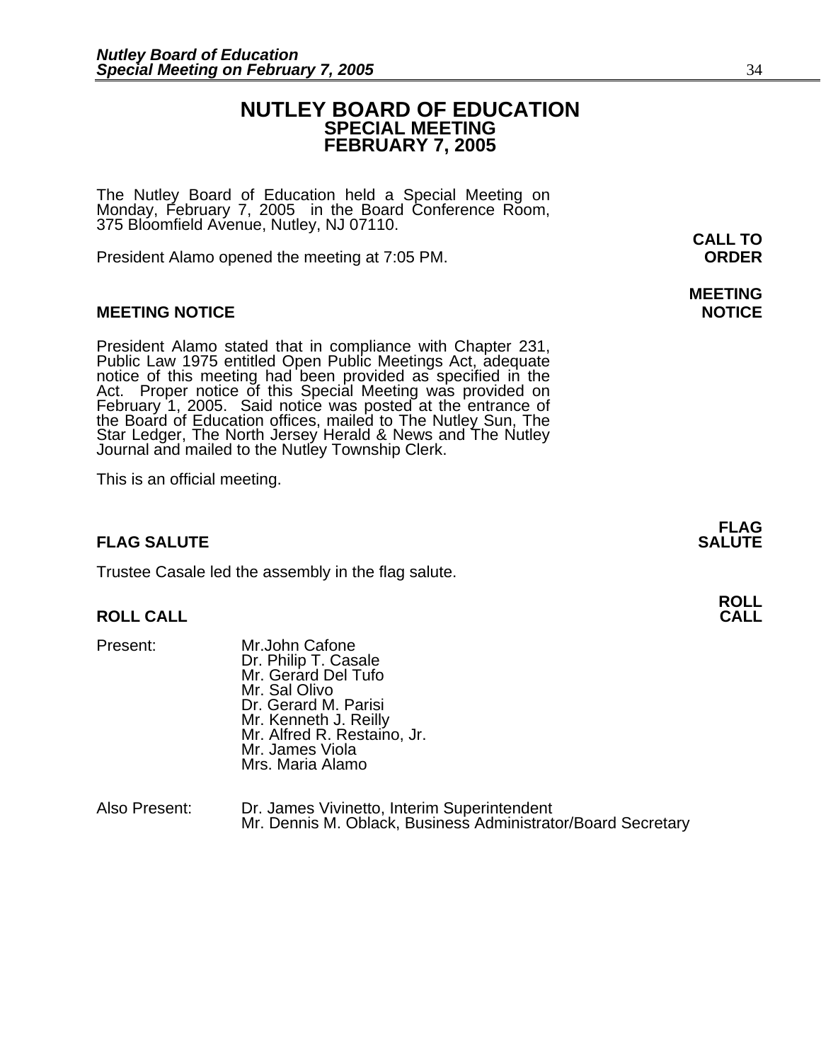# NUTLEY BOARD OF EDUCATION
## SPECIAL MEETING
## FEBRUARY 7, 2005

The Nutley Board of Education held a Special Meeting on Monday, February 7, 2005 in the Board Conference Room, 375 Bloomfield Avenue, Nutley, NJ 07110.

**CALL TO ORDER**

President Alamo opened the meeting at 7:05 PM.

**MEETING NOTICE**

President Alamo stated that in compliance with Chapter 231, Public Law 1975 entitled Open Public Meetings Act, adequate notice of this meeting had been provided as specified in the Act. Proper notice of this Special Meeting was provided on February 1, 2005. Said notice was posted at the entrance of the Board of Education offices, mailed to The Nutley Sun, The Star Ledger, The North Jersey Herald & News and The Nutley Journal and mailed to the Nutley Township Clerk.

This is an official meeting.

**FLAG SALUTE**

Trustee Casale led the assembly in the flag salute.

**ROLL CALL**

Present:
- Mr.John Cafone
- Dr. Philip T. Casale
- Mr. Gerard Del Tufo
- Mr. Sal Olivo
- Dr. Gerard M. Parisi
- Mr. Kenneth J. Reilly
- Mr. Alfred R. Restaino, Jr.
- Mr. James Viola
- Mrs. Maria Alamo

Also Present:
- Dr. James Vivinetto, Interim Superintendent
- Mr. Dennis M. Oblack, Business Administrator/Board Secretary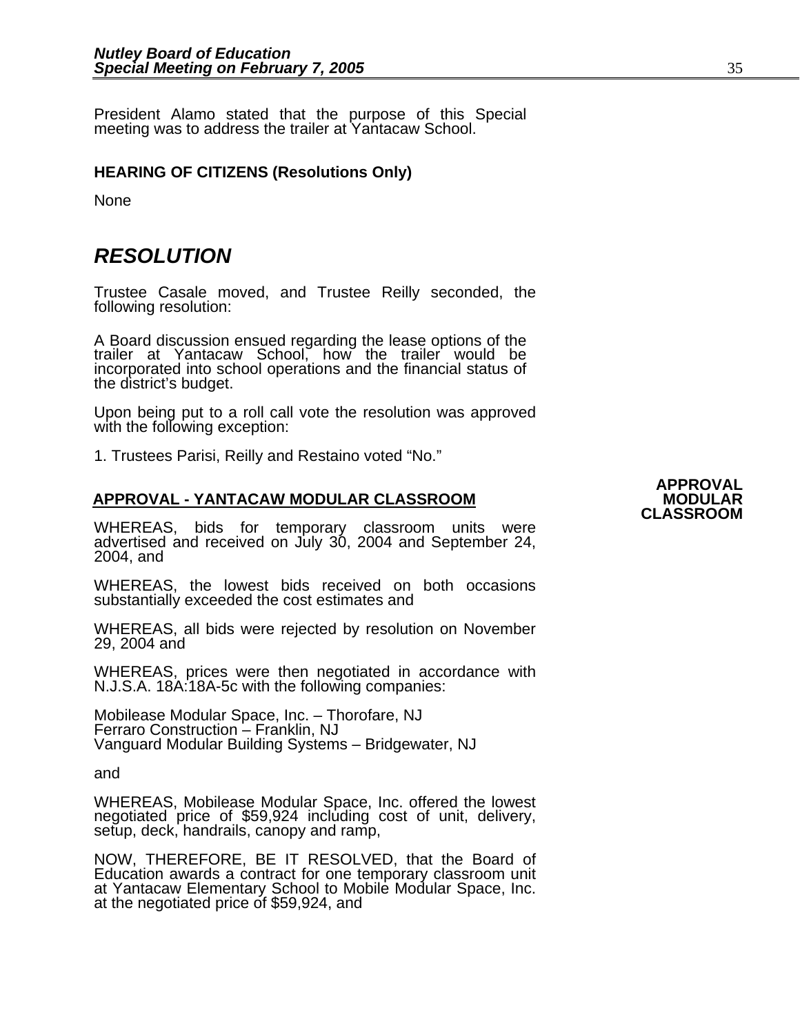President Alamo stated that the purpose of this Special meeting was to address the trailer at Yantacaw School.

**HEARING OF CITIZENS (Resolutions Only)**

None

# *RESOLUTION*

Trustee Casale moved, and Trustee Reilly seconded, the following resolution:

A Board discussion ensued regarding the lease options of the trailer at Yantacaw School, how the trailer would be incorporated into school operations and the financial status of the district's budget.

Upon being put to a roll call vote the resolution was approved with the following exception:

1. Trustees Parisi, Reilly and Restaino voted "No."

**APPROVAL MODULAR CLASSROOM**

**APPROVAL - YANTACAW MODULAR CLASSROOM**

WHEREAS, bids for temporary classroom units were advertised and received on July 30, 2004 and September 24, 2004, and

WHEREAS, the lowest bids received on both occasions substantially exceeded the cost estimates and

WHEREAS, all bids were rejected by resolution on November 29, 2004 and

WHEREAS, prices were then negotiated in accordance with N.J.S.A. 18A:18A-5c with the following companies:

Mobilease Modular Space, Inc. – Thorofare, NJ
Ferraro Construction – Franklin, NJ
Vanguard Modular Building Systems – Bridgewater, NJ

and

WHEREAS, Mobilease Modular Space, Inc. offered the lowest negotiated price of $59,924 including cost of unit, delivery, setup, deck, handrails, canopy and ramp,

NOW, THEREFORE, BE IT RESOLVED, that the Board of Education awards a contract for one temporary classroom unit at Yantacaw Elementary School to Mobile Modular Space, Inc. at the negotiated price of $59,924, and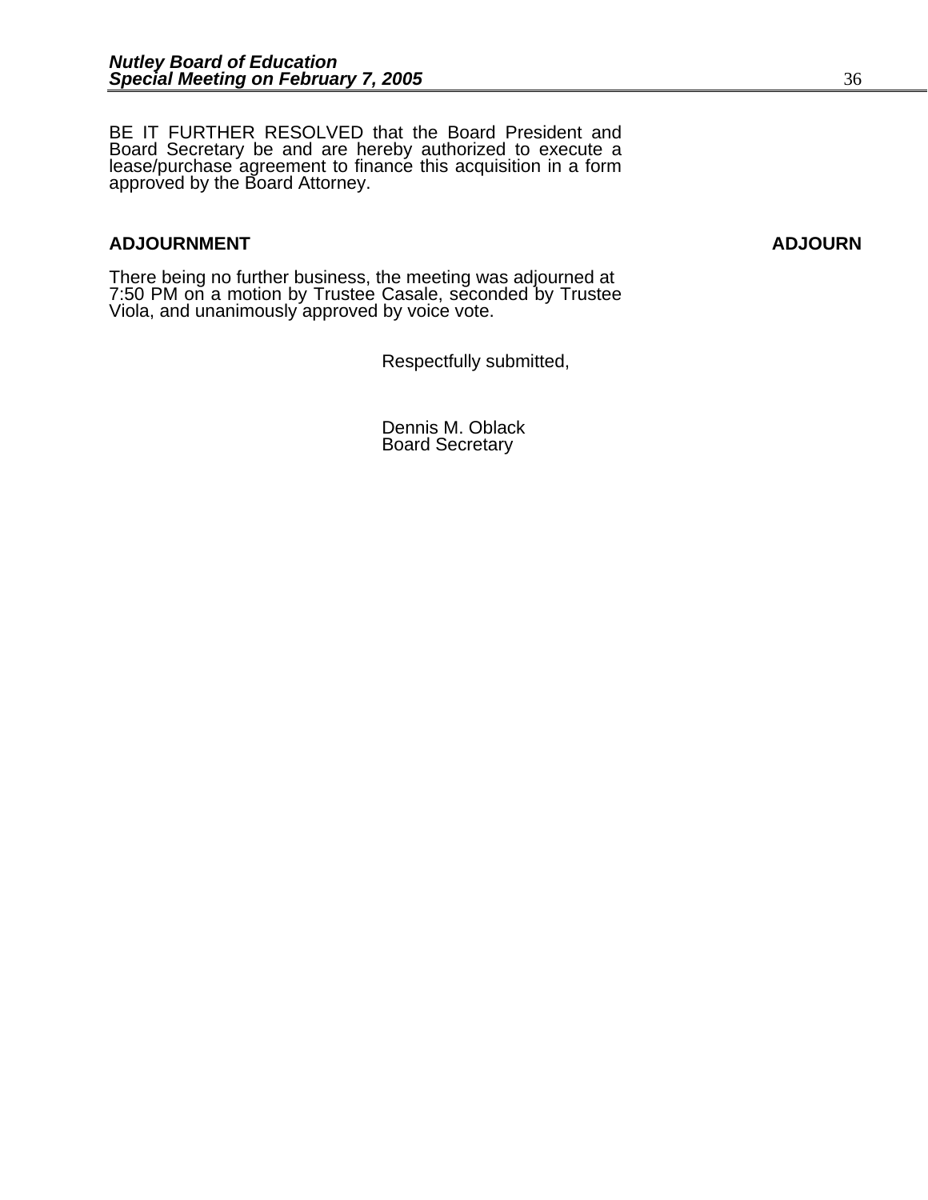BE IT FURTHER RESOLVED that the Board President and Board Secretary be and are hereby authorized to execute a lease/purchase agreement to finance this acquisition in a form approved by the Board Attorney.

**ADJOURNMENT** **ADJOURN**

There being no further business, the meeting was adjourned at 7:50 PM on a motion by Trustee Casale, seconded by Trustee Viola, and unanimously approved by voice vote.

Respectfully submitted,

Dennis M. Oblack
Board Secretary